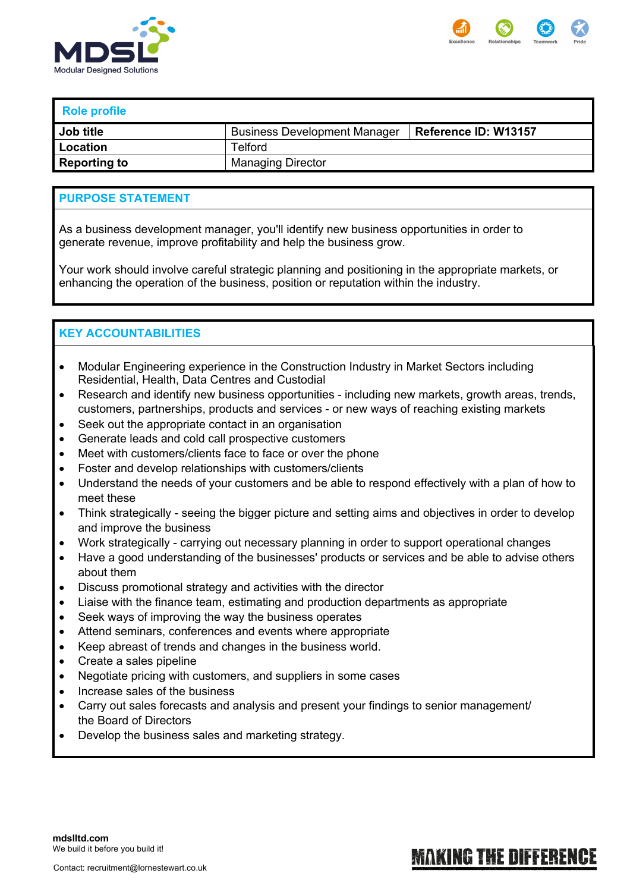MDSL
Modular Designed Solutions

Excellence Relationships Teamwork Pride

## Role profile

| Job title | Business Development Manager | Reference ID: W13157 |
|---|---|---|
| Location | Telford | |
| Reporting to | Managing Director | |

## PURPOSE STATEMENT

As a business development manager, you'll identify new business opportunities in order to generate revenue, improve profitability and help the business grow.

Your work should involve careful strategic planning and positioning in the appropriate markets, or enhancing the operation of the business, position or reputation within the industry.

## KEY ACCOUNTABILITIES

- Modular Engineering experience in the Construction Industry in Market Sectors including Residential, Health, Data Centres and Custodial
- Research and identify new business opportunities - including new markets, growth areas, trends, customers, partnerships, products and services - or new ways of reaching existing markets
- Seek out the appropriate contact in an organisation
- Generate leads and cold call prospective customers
- Meet with customers/clients face to face or over the phone
- Foster and develop relationships with customers/clients
- Understand the needs of your customers and be able to respond effectively with a plan of how to meet these
- Think strategically - seeing the bigger picture and setting aims and objectives in order to develop and improve the business
- Work strategically - carrying out necessary planning in order to support operational changes
- Have a good understanding of the businesses' products or services and be able to advise others about them
- Discuss promotional strategy and activities with the director
- Liaise with the finance team, estimating and production departments as appropriate
- Seek ways of improving the way the business operates
- Attend seminars, conferences and events where appropriate
- Keep abreast of trends and changes in the business world.
- Create a sales pipeline
- Negotiate pricing with customers, and suppliers in some cases
- Increase sales of the business
- Carry out sales forecasts and analysis and present your findings to senior management/ the Board of Directors
- Develop the business sales and marketing strategy.

**mdslltd.com**
We build it before you build it!

Contact: recruitment@lornestewart.co.uk

MAKING THE DIFFERENCE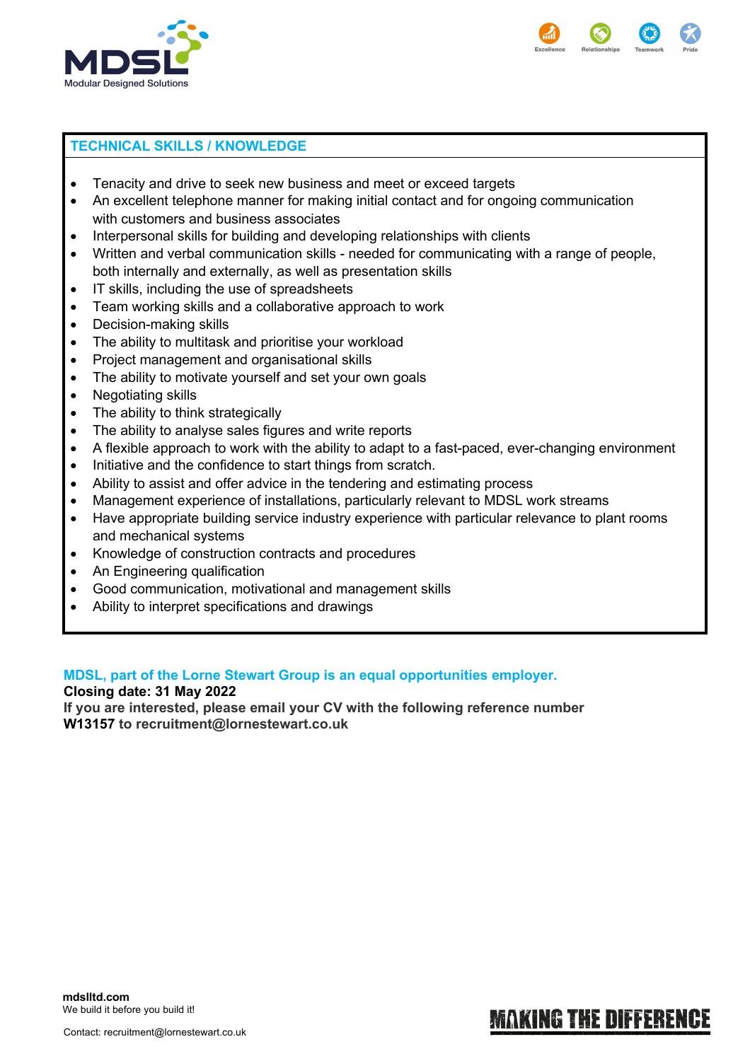## TECHNICAL SKILLS / KNOWLEDGE

- Tenacity and drive to seek new business and meet or exceed targets
- An excellent telephone manner for making initial contact and for ongoing communication with customers and business associates
- Interpersonal skills for building and developing relationships with clients
- Written and verbal communication skills - needed for communicating with a range of people, both internally and externally, as well as presentation skills
- IT skills, including the use of spreadsheets
- Team working skills and a collaborative approach to work
- Decision-making skills
- The ability to multitask and prioritise your workload
- Project management and organisational skills
- The ability to motivate yourself and set your own goals
- Negotiating skills
- The ability to think strategically
- The ability to analyse sales figures and write reports
- A flexible approach to work with the ability to adapt to a fast-paced, ever-changing environment
- Initiative and the confidence to start things from scratch.
- Ability to assist and offer advice in the tendering and estimating process
- Management experience of installations, particularly relevant to MDSL work streams
- Have appropriate building service industry experience with particular relevance to plant rooms and mechanical systems
- Knowledge of construction contracts and procedures
- An Engineering qualification
- Good communication, motivational and management skills
- Ability to interpret specifications and drawings

**MDSL, part of the Lorne Stewart Group is an equal opportunities employer.**

**Closing date: 31 May 2022**

**If you are interested, please email your CV with the following reference number W13157 to recruitment@lornestewart.co.uk**

**mdslltd.com**
We build it before you build it!

Contact: recruitment@lornestewart.co.uk

MAKING THE DIFFERENCE